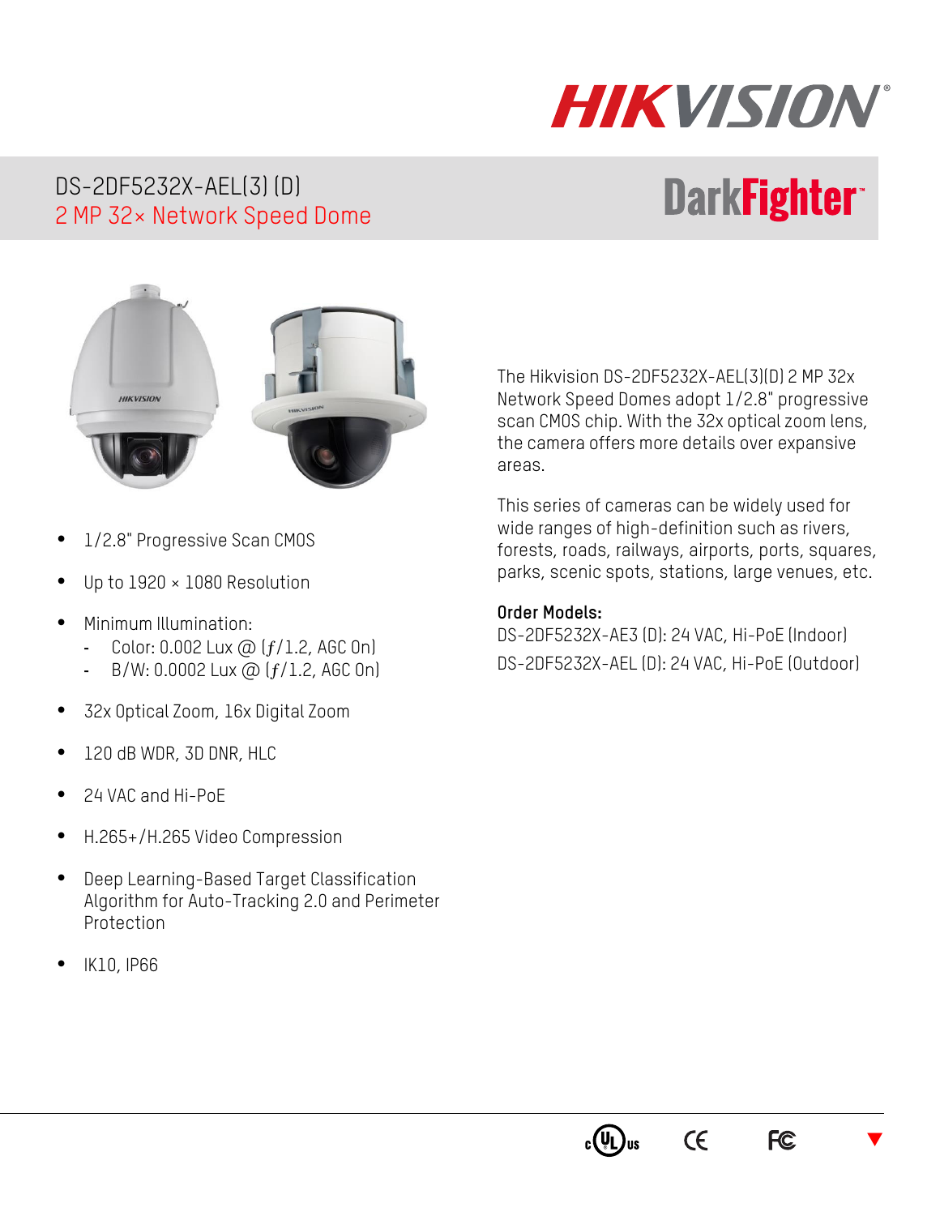HIKVISION

# DS-2DF5232X-AEL(3) (D)

## 2 MP 32× Network Speed Dome

DarkFighter

- 1/2.8" Progressive Scan CMOS
- Up to 1920 × 1080 Resolution
- Minimum Illumination:
  - Color: 0.002 Lux @ (ƒ/1.2, AGC On)
  - B/W: 0.0002 Lux @ (ƒ/1.2, AGC On)
- 32x Optical Zoom, 16x Digital Zoom
- 120 dB WDR, 3D DNR, HLC
- 24 VAC and Hi-PoE
- H.265+/H.265 Video Compression
- Deep Learning-Based Target Classification Algorithm for Auto-Tracking 2.0 and Perimeter Protection
- IK10, IP66

The Hikvision DS-2DF5232X-AEL(3)(D) 2 MP 32x Network Speed Domes adopt 1/2.8" progressive scan CMOS chip. With the 32x optical zoom lens, the camera offers more details over expansive areas.

This series of cameras can be widely used for wide ranges of high-definition such as rivers, forests, roads, railways, airports, ports, squares, parks, scenic spots, stations, large venues, etc.

**Order Models:**

DS-2DF5232X-AE3 (D): 24 VAC, Hi-PoE (Indoor)

DS-2DF5232X-AEL (D): 24 VAC, Hi-PoE (Outdoor)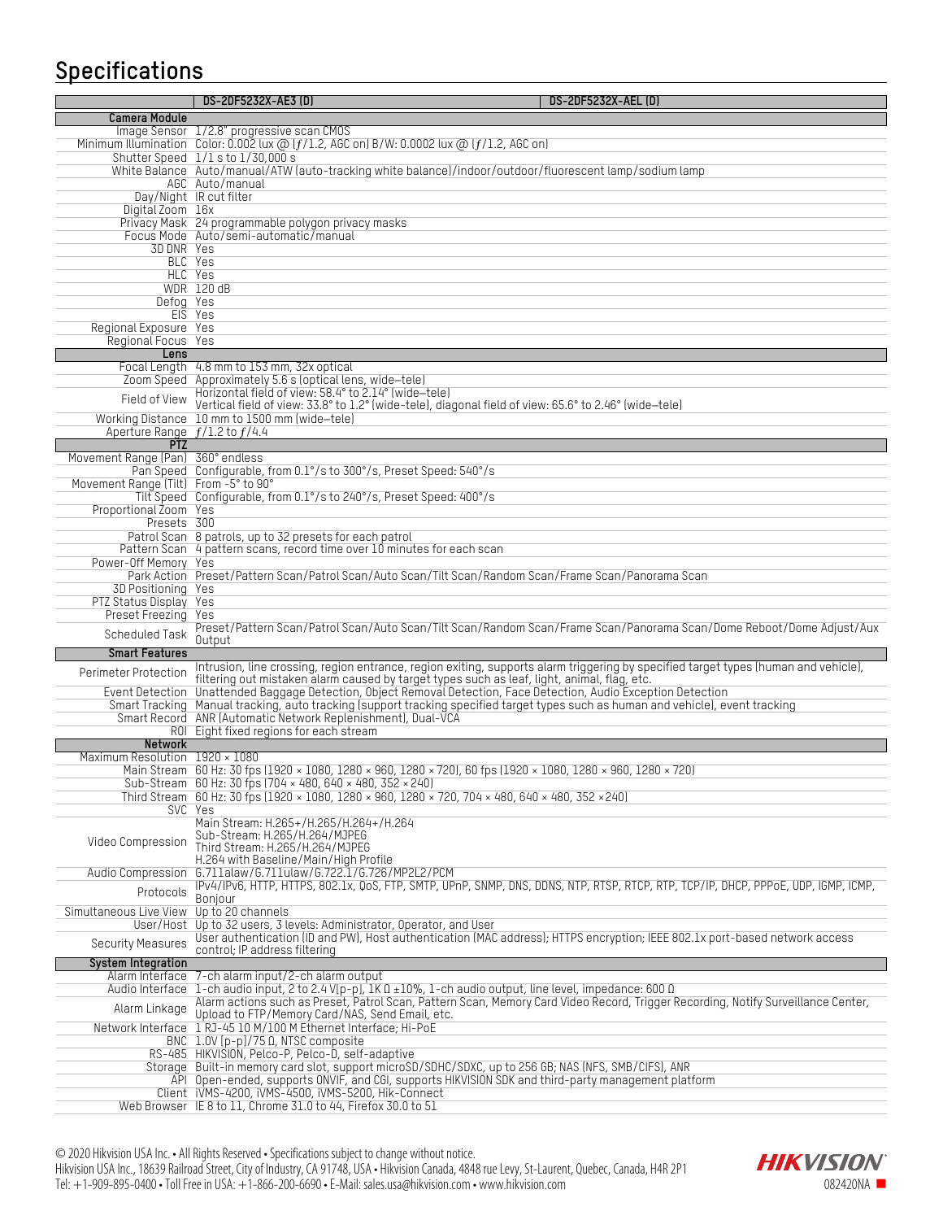## Specifications

| | DS-2DF5232X-AE3 (D) | DS-2DF5232X-AEL (D) |
|---|---|---|
| **Camera Module** | | |
| Image Sensor | 1/2.8" progressive scan CMOS | |
| Minimum Illumination | Color: 0.002 lux @ (ƒ/1.2, AGC on) B/W: 0.0002 lux @ (ƒ/1.2, AGC on) | |
| Shutter Speed | 1/1 s to 1/30,000 s | |
| White Balance | Auto/manual/ATW (auto-tracking white balance)/indoor/outdoor/fluorescent lamp/sodium lamp | |
| AGC | Auto/manual | |
| Day/Night | IR cut filter | |
| Digital Zoom | 16x | |
| Privacy Mask | 24 programmable polygon privacy masks | |
| Focus Mode | Auto/semi-automatic/manual | |
| 3D DNR | Yes | |
| BLC | Yes | |
| HLC | Yes | |
| WDR | 120 dB | |
| Defog | Yes | |
| EIS | Yes | |
| Regional Exposure | Yes | |
| Regional Focus | Yes | |
| **Lens** | | |
| Focal Length | 4.8 mm to 153 mm, 32x optical | |
| Zoom Speed | Approximately 5.6 s (optical lens, wide–tele) | |
| Field of View | Horizontal field of view: 58.4° to 2.14° (wide–tele) Vertical field of view: 33.8° to 1.2° (wide–tele), diagonal field of view: 65.6° to 2.46° (wide–tele) | |
| Working Distance | 10 mm to 1500 mm (wide–tele) | |
| Aperture Range | ƒ/1.2 to ƒ/4.4 | |
| **PTZ** | | |
| Movement Range (Pan) | 360° endless | |
| Pan Speed | Configurable, from 0.1°/s to 300°/s, Preset Speed: 540°/s | |
| Movement Range (Tilt) | From -5° to 90° | |
| Tilt Speed | Configurable, from 0.1°/s to 240°/s, Preset Speed: 400°/s | |
| Proportional Zoom | Yes | |
| Presets | 300 | |
| Patrol Scan | 8 patrols, up to 32 presets for each patrol | |
| Pattern Scan | 4 pattern scans, record time over 10 minutes for each scan | |
| Power-Off Memory | Yes | |
| Park Action | Preset/Pattern Scan/Patrol Scan/Auto Scan/Tilt Scan/Random Scan/Frame Scan/Panorama Scan | |
| 3D Positioning | Yes | |
| PTZ Status Display | Yes | |
| Preset Freezing | Yes | |
| Scheduled Task | Preset/Pattern Scan/Patrol Scan/Auto Scan/Tilt Scan/Random Scan/Frame Scan/Panorama Scan/Dome Reboot/Dome Adjust/Aux Output | |
| **Smart Features** | | |
| Perimeter Protection | Intrusion, line crossing, region entrance, region exiting, supports alarm triggering by specified target types (human and vehicle), filtering out mistaken alarm caused by target types such as leaf, light, animal, flag, etc. | |
| Event Detection | Unattended Baggage Detection, Object Removal Detection, Face Detection, Audio Exception Detection | |
| Smart Tracking | Manual tracking, auto tracking (support tracking specified target types such as human and vehicle), event tracking | |
| Smart Record | ANR (Automatic Network Replenishment), Dual-VCA | |
| ROI | Eight fixed regions for each stream | |
| **Network** | | |
| Maximum Resolution | 1920 × 1080 | |
| Main Stream | 60 Hz: 30 fps (1920 × 1080, 1280 × 960, 1280 × 720), 60 fps (1920 × 1080, 1280 × 960, 1280 × 720) | |
| Sub-Stream | 60 Hz: 30 fps (704 × 480, 640 × 480, 352 × 240) | |
| Third Stream | 60 Hz: 30 fps (1920 × 1080, 1280 × 960, 1280 × 720, 704 × 480, 640 × 480, 352 ×240) | |
| SVC | Yes | |
| Video Compression | Main Stream: H.265+/H.265/H.264+/H.264 Sub-Stream: H.265/H.264/MJPEG Third Stream: H.265/H.264/MJPEG H.264 with Baseline/Main/High Profile | |
| Audio Compression | G.711alaw/G.711ulaw/G.722.1/G.726/MP2L2/PCM | |
| Protocols | IPv4/IPv6, HTTP, HTTPS, 802.1x, QoS, FTP, SMTP, UPnP, SNMP, DNS, DDNS, NTP, RTSP, RTCP, RTP, TCP/IP, DHCP, PPPoE, UDP, IGMP, ICMP, Bonjour | |
| Simultaneous Live View | Up to 20 channels | |
| User/Host | Up to 32 users, 3 levels: Administrator, Operator, and User | |
| Security Measures | User authentication (ID and PW), Host authentication (MAC address); HTTPS encryption; IEEE 802.1x port-based network access control; IP address filtering | |
| **System Integration** | | |
| Alarm Interface | 7-ch alarm input/2-ch alarm output | |
| Audio Interface | 1-ch audio input, 2 to 2.4 V[p-p], 1K Ω ±10%, 1-ch audio output, line level, impedance: 600 Ω | |
| Alarm Linkage | Alarm actions such as Preset, Patrol Scan, Pattern Scan, Memory Card Video Record, Trigger Recording, Notify Surveillance Center, Upload to FTP/Memory Card/NAS, Send Email, etc. | |
| Network Interface | 1 RJ-45 10 M/100 M Ethernet Interface; Hi-PoE | |
| BNC | 1.0V [p-p]/75 Ω, NTSC composite | |
| RS-485 | HIKVISION, Pelco-P, Pelco-D, self-adaptive | |
| Storage | Built-in memory card slot, support microSD/SDHC/SDXC, up to 256 GB; NAS (NFS, SMB/CIFS), ANR | |
| API | Open-ended, supports ONVIF, and CGI, supports HIKVISION SDK and third-party management platform | |
| Client | iVMS-4200, iVMS-4500, iVMS-5200, Hik-Connect | |
| Web Browser | IE 8 to 11, Chrome 31.0 to 44, Firefox 30.0 to 51 | |

© 2020 Hikvision USA Inc. • All Rights Reserved • Specifications subject to change without notice.
Hikvision USA Inc., 18639 Railroad Street, City of Industry, CA 91748, USA • Hikvision Canada, 4848 rue Levy, St-Laurent, Quebec, Canada, H4R 2P1
Tel: +1-909-895-0400 • Toll Free in USA: +1-866-200-6690 • E-Mail: sales.usa@hikvision.com • www.hikvision.com

HIKVISION
082420NA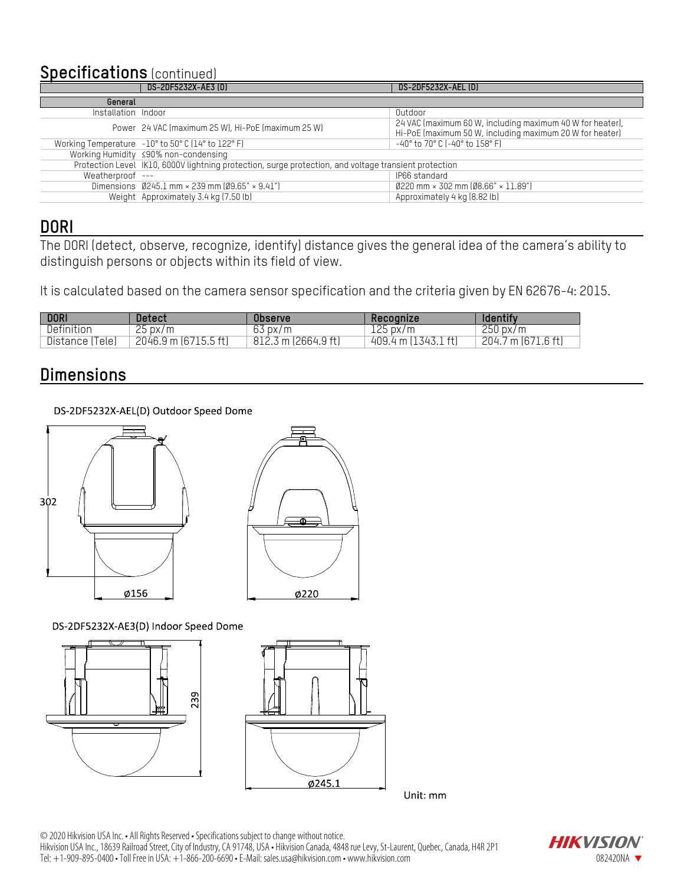## Specifications (continued)

| | DS-2DF5232X-AE3 (D) | DS-2DF5232X-AEL (D) |
|---|---|---|
| **General** | | |
| Installation | Indoor | Outdoor |
| Power | 24 VAC (maximum 25 W), Hi-PoE (maximum 25 W) | 24 VAC (maximum 60 W, including maximum 40 W for heater), Hi-PoE (maximum 50 W, including maximum 20 W for heater) |
| Working Temperature | -10° to 50° C (14° to 122° F) | -40° to 70° C (-40° to 158° F) |
| Working Humidity | ≤90% non-condensing | |
| Protection Level | IK10, 6000V lightning protection, surge protection, and voltage transient protection | |
| Weatherproof | --- | IP66 standard |
| Dimensions | Ø245.1 mm × 239 mm (Ø9.65" × 9.41") | Ø220 mm × 302 mm (Ø8.66" × 11.89") |
| Weight | Approximately 3.4 kg (7.50 lb) | Approximately 4 kg (8.82 lb) |

## DORI

The DORI (detect, observe, recognize, identify) distance gives the general idea of the camera's ability to distinguish persons or objects within its field of view.

It is calculated based on the camera sensor specification and the criteria given by EN 62676-4: 2015.

| DORI | Detect | Observe | Recognize | Identify |
|---|---|---|---|---|
| Definition | 25 px/m | 63 px/m | 125 px/m | 250 px/m |
| Distance (Tele) | 2046.9 m (6715.5 ft) | 812.3 m (2664.9 ft) | 409.4 m (1343.1 ft) | 204.7 m (671.6 ft) |

## Dimensions

DS-2DF5232X-AEL(D) Outdoor Speed Dome

302

ø156

ø220

DS-2DF5232X-AE3(D) Indoor Speed Dome

239

ø245.1

Unit: mm

© 2020 Hikvision USA Inc. • All Rights Reserved • Specifications subject to change without notice.
Hikvision USA Inc., 18639 Railroad Street, City of Industry, CA 91748, USA • Hikvision Canada, 4848 rue Levy, St-Laurent, Quebec, Canada, H4R 2P1
Tel: +1-909-895-0400 • Toll Free in USA: +1-866-200-6690 • E-Mail: sales.usa@hikvision.com • www.hikvision.com

HIKVISION 082420NA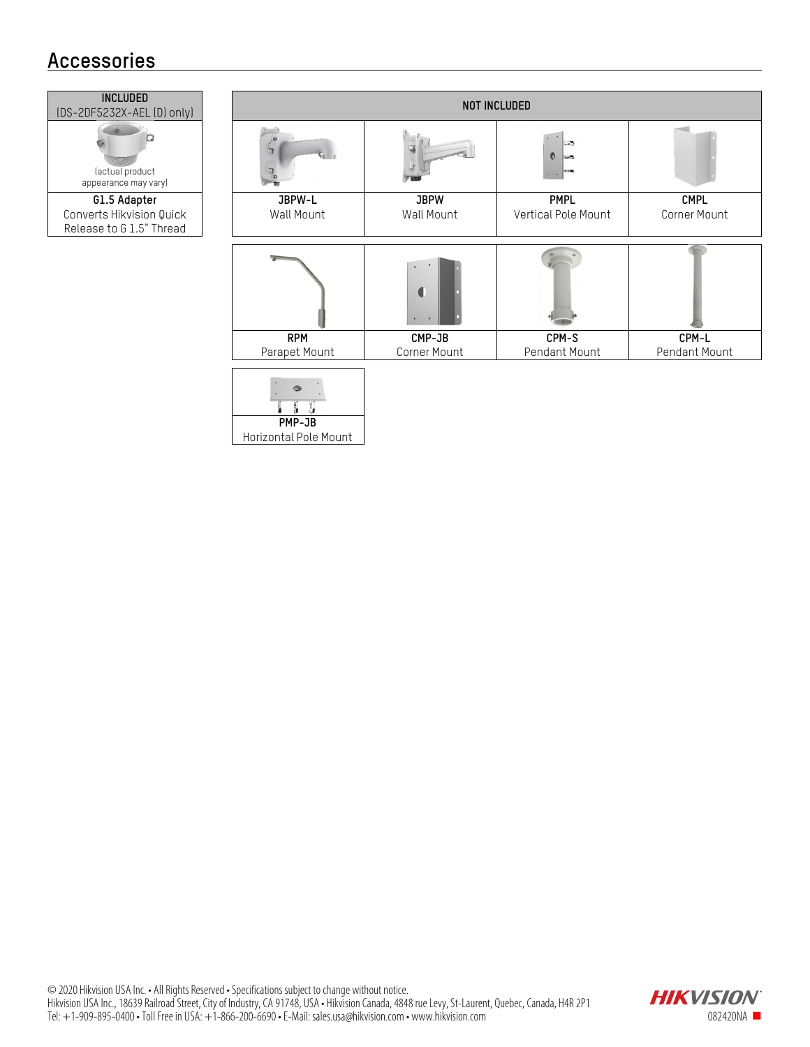## Accessories

| INCLUDED (DS-2DF5232X-AEL (D) only) |
|---|
| (actual product appearance may vary) |
| **G1.5 Adapter** Converts Hikvision Quick Release to G 1.5" Thread |

| NOT INCLUDED | | | |
|---|---|---|---|
| **JBPW-L** Wall Mount | **JBPW** Wall Mount | **PMPL** Vertical Pole Mount | **CMPL** Corner Mount |
| **RPM** Parapet Mount | **CMP-JB** Corner Mount | **CPM-S** Pendant Mount | **CPM-L** Pendant Mount |
| **PMP-JB** Horizontal Pole Mount | | | |

© 2020 Hikvision USA Inc. • All Rights Reserved • Specifications subject to change without notice.
Hikvision USA Inc., 18639 Railroad Street, City of Industry, CA 91748, USA • Hikvision Canada, 4848 rue Levy, St-Laurent, Quebec, Canada, H4R 2P1
Tel: +1-909-895-0400 • Toll Free in USA: +1-866-200-6690 • E-Mail: sales.usa@hikvision.com • www.hikvision.com

HIKVISION
082420NA